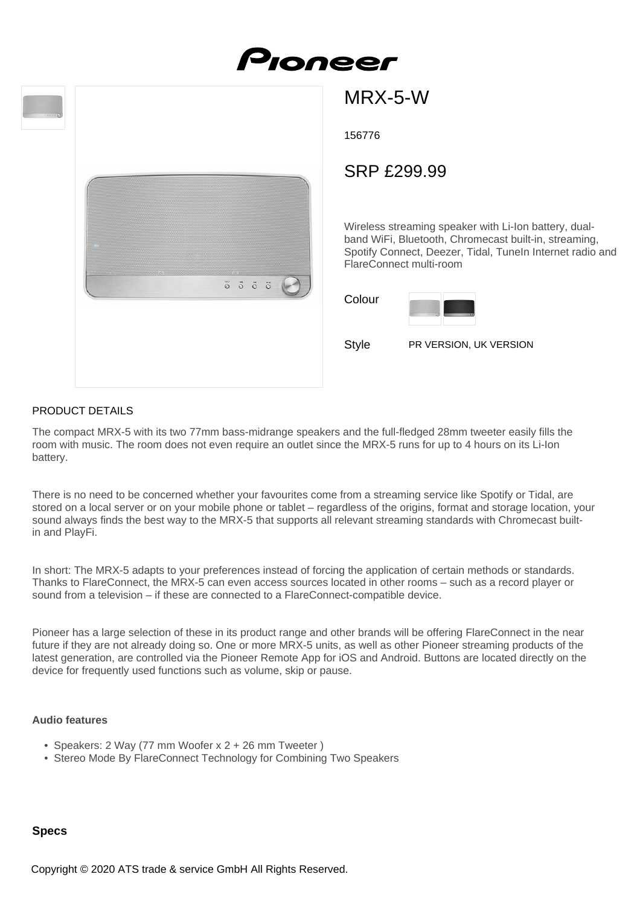# MRX-5-W

156776

## SRP £299.99

Wireless streaming speaker with Li-Ion battery, dual-band WiFi, Bluetooth, Chromecast built-in, streaming, Spotify Connect, Deezer, Tidal, TuneIn Internet radio and FlareConnect multi-room

Colour

Style PR VERSION, UK VERSION

PRODUCT DETAILS

The compact MRX-5 with its two 77mm bass-midrange speakers and the full-fledged 28mm tweeter easily fills the room with music. The room does not even require an outlet since the MRX-5 runs for up to 4 hours on its Li-Ion battery.

There is no need to be concerned whether your favourites come from a streaming service like Spotify or Tidal, are stored on a local server or on your mobile phone or tablet – regardless of the origins, format and storage location, your sound always finds the best way to the MRX-5 that supports all relevant streaming standards with Chromecast built-in and PlayFi.

In short: The MRX-5 adapts to your preferences instead of forcing the application of certain methods or standards. Thanks to FlareConnect, the MRX-5 can even access sources located in other rooms – such as a record player or sound from a television – if these are connected to a FlareConnect-compatible device.

Pioneer has a large selection of these in its product range and other brands will be offering FlareConnect in the near future if they are not already doing so. One or more MRX-5 units, as well as other Pioneer streaming products of the latest generation, are controlled via the Pioneer Remote App for iOS and Android. Buttons are located directly on the device for frequently used functions such as volume, skip or pause.

**Audio features**

- Speakers: 2 Way (77 mm Woofer x 2 + 26 mm Tweeter )
- Stereo Mode By FlareConnect Technology for Combining Two Speakers

**Specs**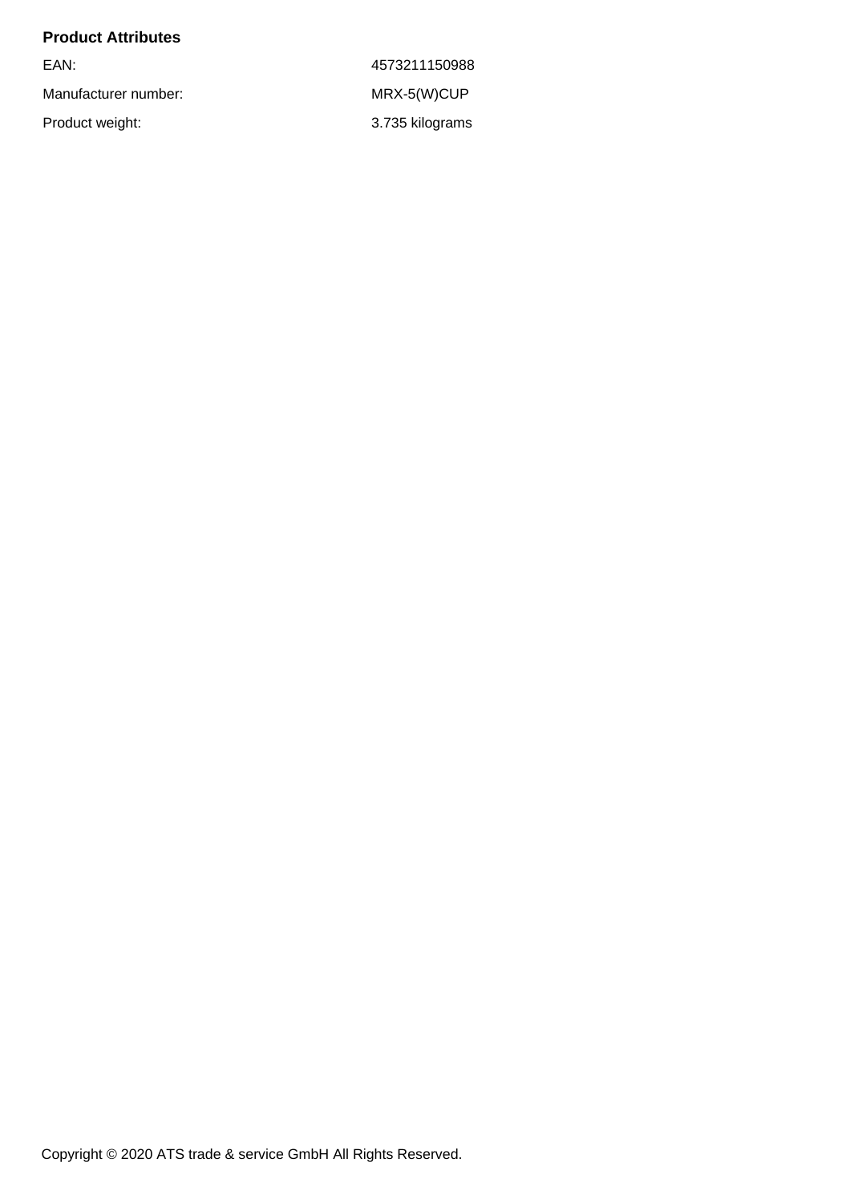### Product Attributes

| | |
|---|---|
| EAN: | 4573211150988 |
| Manufacturer number: | MRX-5(W)CUP |
| Product weight: | 3.735 kilograms |

Copyright © 2020 ATS trade & service GmbH All Rights Reserved.